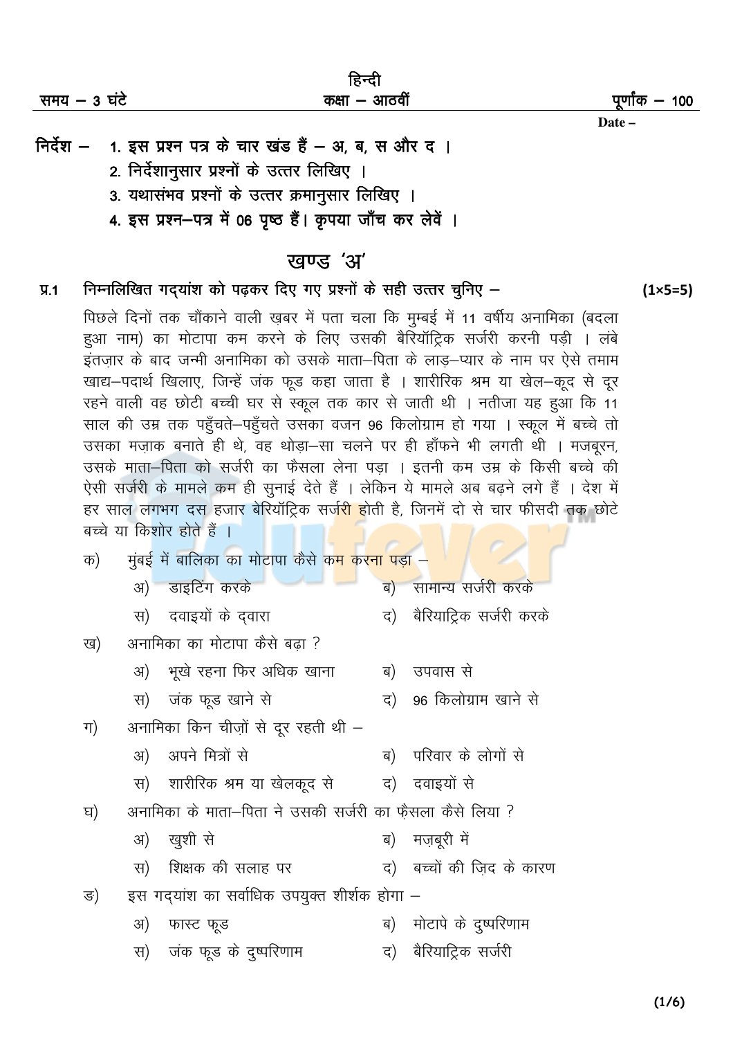हिन्दी

समय – 3 घंटे | कक्षा – आठवीं | पूर्णांक – 100

Date –

निर्देश –
1. इस प्रश्न पत्र के चार खंड हैं – अ, ब, स और द ।
2. निर्देशानुसार प्रश्नों के उत्तर लिखिए ।
3. यथासंभव प्रश्नों के उत्तर क्रमानुसार लिखिए ।
4. इस प्रश्न–पत्र में 06 पृष्ठ हैं। कृपया जाँच कर लेवें ।

## खण्ड 'अ'

**प्र.1 निम्नलिखित गद्यांश को पढ़कर दिए गए प्रश्नों के सही उत्तर चुनिए –** **(1×5=5)**

पिछले दिनों तक चौंकाने वाली ख़बर में पता चला कि मुम्बई में 11 वर्षीय अनामिका (बदला हुआ नाम) का मोटापा कम करने के लिए उसकी बैरियॅट्रिक सर्जरी करनी पड़ी । लंबे इंतज़ार के बाद जन्मी अनामिका को उसके माता–पिता के लाड़–प्यार के नाम पर ऐसे तमाम खाद्य–पदार्थ खिलाए, जिन्हें जंक फूड कहा जाता है । शारीरिक श्रम या खेल–कूद से दूर रहने वाली वह छोटी बच्ची घर से स्कूल तक कार से जाती थी । नतीजा यह हुआ कि 11 साल की उम्र तक पहुँचते–पहुँचते उसका वजन 96 किलोग्राम हो गया । स्कूल में बच्चे तो उसका मज़ाक बनाते ही थे, वह थोड़ा–सा चलने पर ही हाँफने भी लगती थी । मजबूरन, उसके माता–पिता को सर्जरी का फैसला लेना पड़ा । इतनी कम उम्र के किसी बच्चे की ऐसी सर्जरी के मामले कम ही सुनाई देते हैं । लेकिन ये मामले अब बढ़ने लगे हैं । देश में हर साल लगभग दस हजार बेरियॅट्रिक सर्जरी होती है, जिनमें दो से चार फीसदी तक छोटे बच्चे या किशोर होते हैं ।

क) मुंबई में बालिका का मोटापा कैसे कम करना पड़ा –
- अ) डाइटिंग करके
- ब) सामान्य सर्जरी करके
- स) दवाइयों के द्वारा
- द) बैरियाट्रिक सर्जरी करके

ख) अनामिका का मोटापा कैसे बढ़ा ?
- अ) भूखे रहना फिर अधिक खाना
- ब) उपवास से
- स) जंक फूड खाने से
- द) 96 किलोग्राम खाने से

ग) अनामिका किन चीज़ों से दूर रहती थी –
- अ) अपने मित्रों से
- ब) परिवार के लोगों से
- स) शारीरिक श्रम या खेलकूद से
- द) दवाइयों से

घ) अनामिका के माता–पिता ने उसकी सर्जरी का फ़ैसला कैसे लिया ?
- अ) खुशी से
- ब) मज़बूरी में
- स) शिक्षक की सलाह पर
- द) बच्चों की ज़िद के कारण

ङ) इस गद्यांश का सर्वाधिक उपयुक्त शीर्षक होगा –
- अ) फास्ट फूड
- ब) मोटापे के दुष्परिणाम
- स) जंक फूड के दुष्परिणाम
- द) बैरियाट्रिक सर्जरी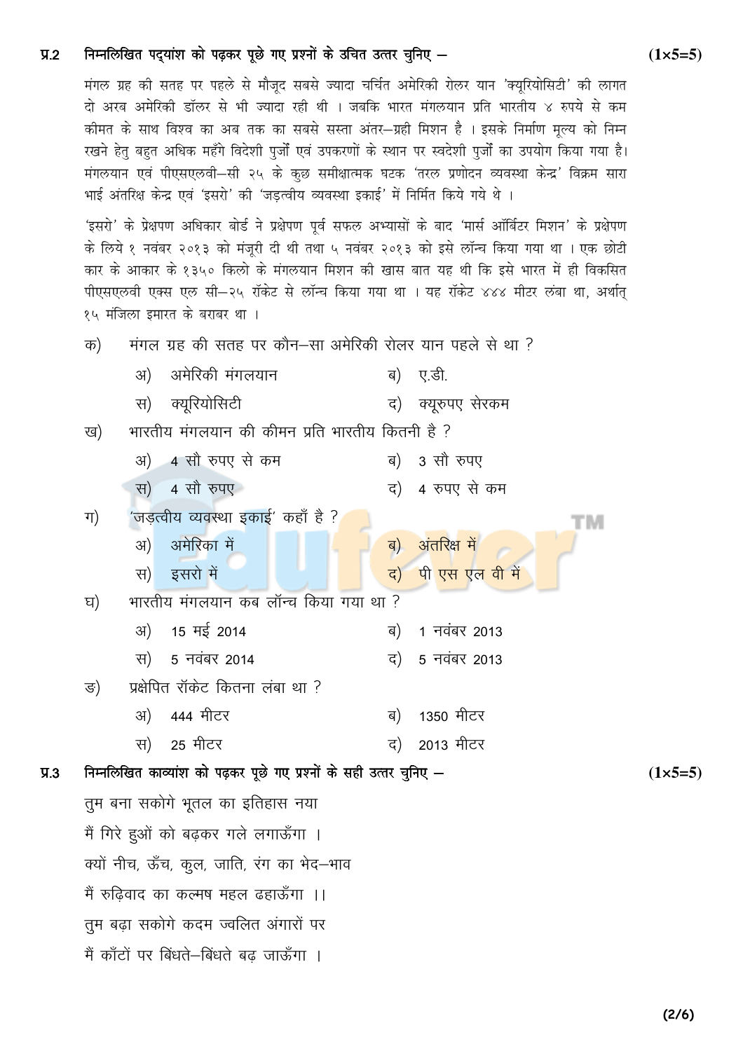**प्र.2 निम्नलिखित पद्यांश को पढ़कर पूछे गए प्रश्नों के उचित उत्तर चुनिए –** **(1×5=5)**

मंगल ग्रह की सतह पर पहले से मौजूद सबसे ज्यादा चर्चित अमेरिकी रोलर यान 'क्यूरियोसिटी' की लागत दो अरब अमेरिकी डॉलर से भी ज्यादा रही थी । जबकि भारत मंगलयान प्रति भारतीय ४ रुपये से कम कीमत के साथ विश्व का अब तक का सबसे सस्ता अंतर–ग्रही मिशन है । इसके निर्माण मूल्य को निम्न रखने हेतु बहुत अधिक महँगे विदेशी पुर्जों एवं उपकरणों के स्थान पर स्वदेशी पुर्जों का उपयोग किया गया है। मंगलयान एवं पीएसएलवी–सी २५ के कुछ समीक्षात्मक घटक 'तरल प्रणोदन व्यवस्था केन्द्र' विक्रम सारा भाई अंतरिक्ष केन्द्र एवं 'इसरो' की 'जड़त्वीय व्यवस्था इकाई' में निर्मित किये गये थे ।

'इसरो' के प्रेक्षपण अधिकार बोर्ड ने प्रेक्षपण पूर्व सफल अभ्यासों के बाद 'मार्स ऑर्बिटर मिशन' के प्रेक्षपण के लिये १ नवंबर २०१३ को मंजूरी दी थी तथा ५ नवंबर २०१३ को इसे लॉन्च किया गया था । एक छोटी कार के आकार के १३५० किलो के मंगलयान मिशन की खास बात यह थी कि इसे भारत में ही विकसित पीएसएलवी एक्स एल सी–२५ रॉकेट से लॉन्च किया गया था । यह रॉकेट ४४४ मीटर लंबा था, अर्थात् १५ मंजिला इमारत के बराबर था ।

क) मंगल ग्रह की सतह पर कौन–सा अमेरिकी रोलर यान पहले से था ?

अ) अमेरिकी मंगलयान  ब) ए.डी.
स) क्यूरियोसिटी  द) क्यूरुपए सेरकम

ख) भारतीय मंगलयान की कीमन प्रति भारतीय कितनी है ?

अ) 4 सौ रुपए से कम  ब) 3 सौ रुपए
स) 4 सौ रुपए  द) 4 रुपए से कम

ग) 'जड़त्वीय व्यवस्था इकाई' कहाँ है ?

अ) अमेरिका में  ब) अंतरिक्ष में
स) इसरो में  द) पी एस एल वी में

घ) भारतीय मंगलयान कब लॉन्च किया गया था ?

अ) 15 मई 2014  ब) 1 नवंबर 2013
स) 5 नवंबर 2014  द) 5 नवंबर 2013

ङ) प्रक्षेपित रॉकेट कितना लंबा था ?

अ) 444 मीटर  ब) 1350 मीटर
स) 25 मीटर  द) 2013 मीटर

**प्र.3 निम्नलिखित काव्यांश को पढ़कर पूछे गए प्रश्नों के सही उत्तर चुनिए –** **(1×5=5)**

तुम बना सकोगे भूतल का इतिहास नया
मैं गिरे हुओं को बढ़कर गले लगाऊँगा ।
क्यों नीच, ऊँच, कुल, जाति, रंग का भेद–भाव
मैं रुढ़िवाद का कल्मष महल ढहाऊँगा ।।
तुम बढ़ा सकोगे कदम ज्वलित अंगारों पर
मैं काँटों पर बिंधते–बिंधते बढ़ जाऊँगा ।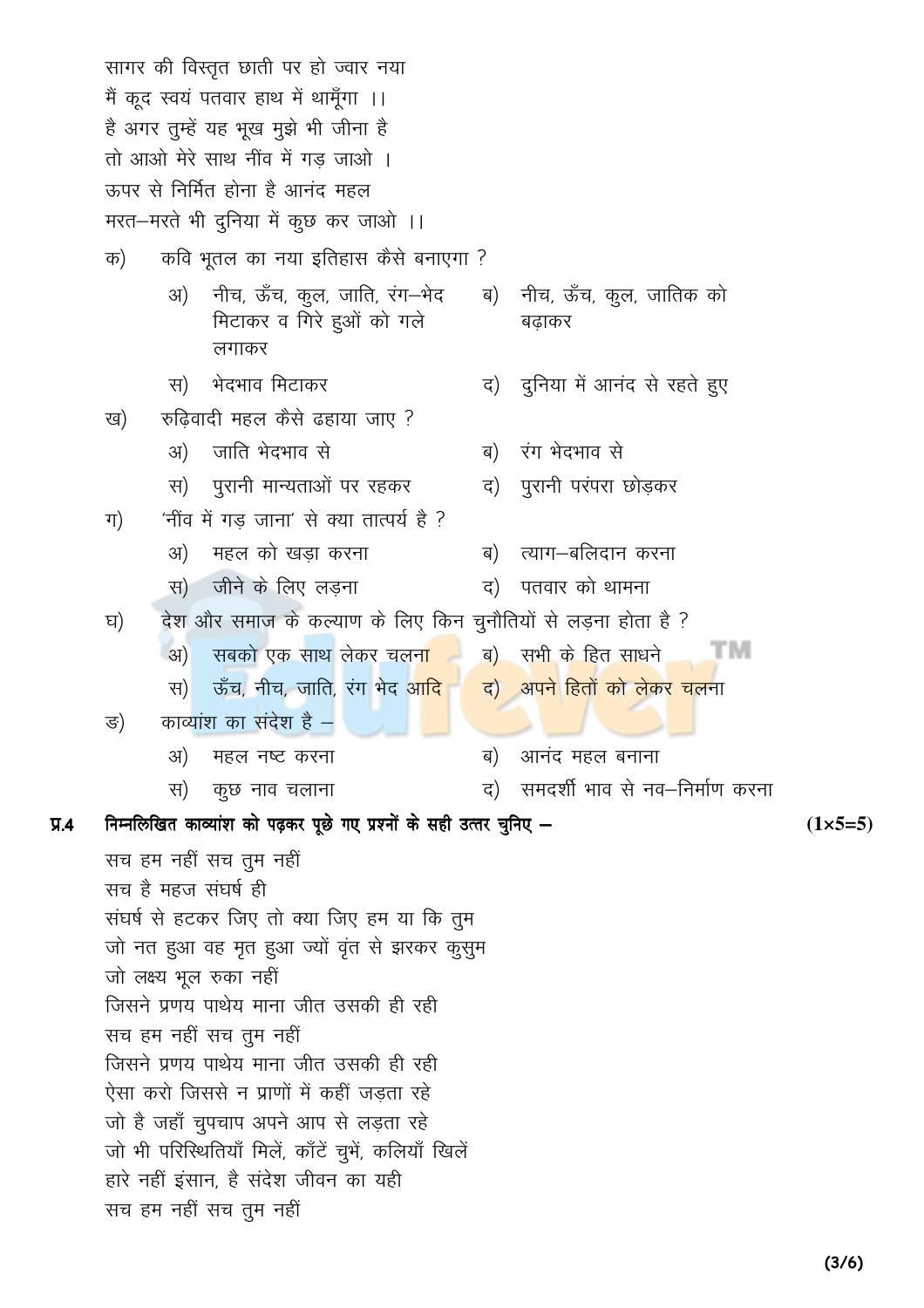सागर की विस्तृत छाती पर हो ज्वार नया
मैं कूद स्वयं पतवार हाथ में थामूँगा ।।
है अगर तुम्हें यह भूख मुझे भी जीना है
तो आओ मेरे साथ नींव में गड़ जाओ ।
ऊपर से निर्मित होना है आनंद महल
मरत–मरते भी दुनिया में कुछ कर जाओ ।।

क) कवि भूतल का नया इतिहास कैसे बनाएगा ?

अ) नीच, ऊँच, कुल, जाति, रंग–भेद मिटाकर व गिरे हुओं को गले लगाकर
ब) नीच, ऊँच, कुल, जातिक को बढ़ाकर
स) भेदभाव मिटाकर
द) दुनिया में आनंद से रहते हुए

ख) रुढ़िवादी महल कैसे ढहाया जाए ?

अ) जाति भेदभाव से
ब) रंग भेदभाव से
स) पुरानी मान्यताओं पर रहकर
द) पुरानी परंपरा छोड़कर

ग) 'नींव में गड़ जाना' से क्या तात्पर्य है ?

अ) महल को खड़ा करना
ब) त्याग–बलिदान करना
स) जीने के लिए लड़ना
द) पतवार को थामना

घ) देश और समाज के कल्याण के लिए किन चुनौतियों से लड़ना होता है ?

अ) सबको एक साथ लेकर चलना
ब) सभी के हित साधने
स) ऊँच, नीच, जाति, रंग भेद आदि
द) अपने हितों को लेकर चलना

ङ) काव्यांश का संदेश है –

अ) महल नष्ट करना
ब) आनंद महल बनाना
स) कुछ नाव चलाना
द) समदर्शी भाव से नव–निर्माण करना

**प्र.4 निम्नलिखित काव्यांश को पढ़कर पूछे गए प्रश्नों के सही उत्तर चुनिए –** **(1×5=5)**

सच हम नहीं सच तुम नहीं
सच है महज संघर्ष ही
संघर्ष से हटकर जिए तो क्या जिए हम या कि तुम
जो नत हुआ वह मृत हुआ ज्यों वृंत से झरकर कुसुम
जो लक्ष्य भूल रुका नहीं
जिसने प्रणय पाथेय माना जीत उसकी ही रही
सच हम नहीं सच तुम नहीं
जिसने प्रणय पाथेय माना जीत उसकी ही रही
ऐसा करो जिससे न प्राणों में कहीं जड़ता रहे
जो है जहाँ चुपचाप अपने आप से लड़ता रहे
जो भी परिस्थितियाँ मिलें, काँटें चुभें, कलियाँ खिलें
हारे नहीं इंसान, है संदेश जीवन का यही
सच हम नहीं सच तुम नहीं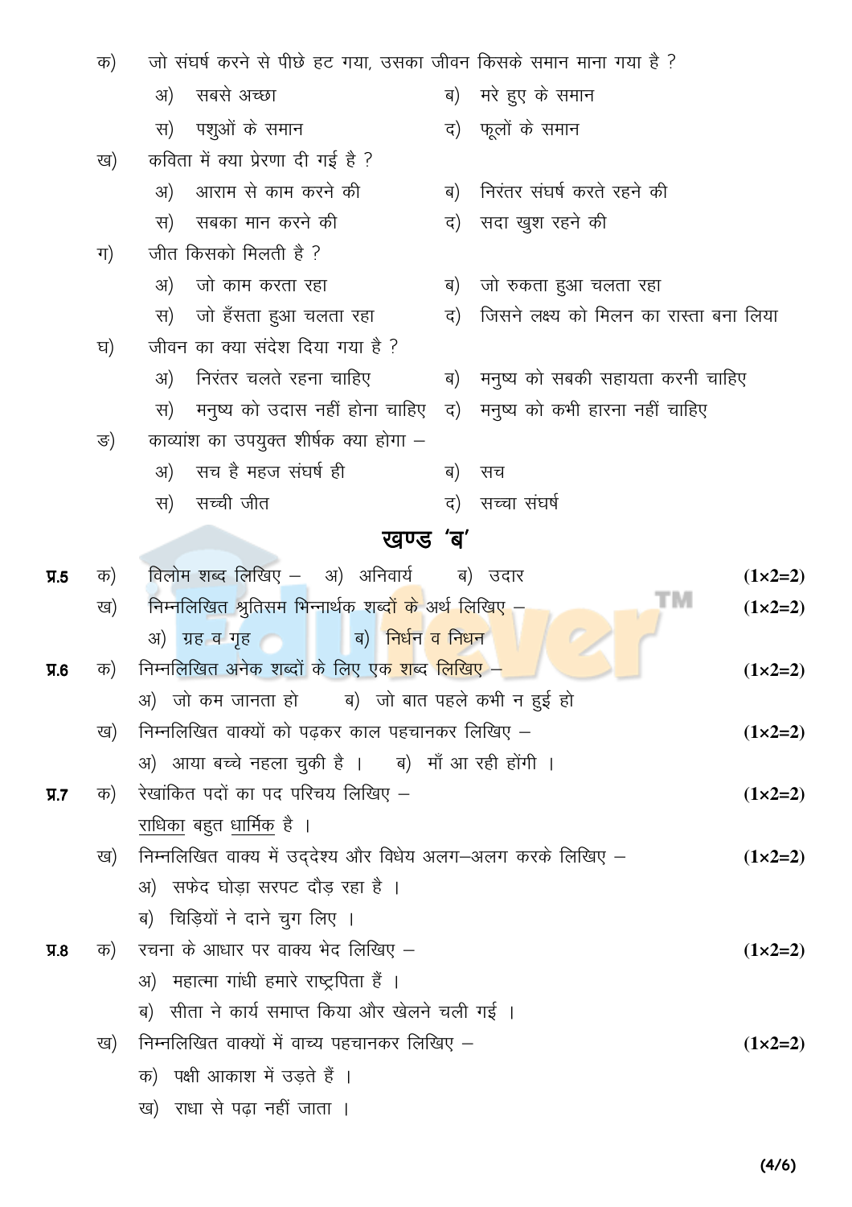क) जो संघर्ष करने से पीछे हट गया, उसका जीवन किसके समान माना गया है ?

अ) सबसे अच्छा    ब) मरे हुए के समान

स) पशुओं के समान    द) फूलों के समान

ख) कविता में क्या प्रेरणा दी गई है ?

अ) आराम से काम करने की    ब) निरंतर संघर्ष करते रहने की

स) सबका मान करने की    द) सदा खुश रहने की

ग) जीत किसको मिलती है ?

अ) जो काम करता रहा    ब) जो रुकता हुआ चलता रहा

स) जो हँसता हुआ चलता रहा    द) जिसने लक्ष्य को मिलन का रास्ता बना लिया

घ) जीवन का क्या संदेश दिया गया है ?

अ) निरंतर चलते रहना चाहिए    ब) मनुष्य को सबकी सहायता करनी चाहिए

स) मनुष्य को उदास नहीं होना चाहिए    द) मनुष्य को कभी हारना नहीं चाहिए

ङ) काव्यांश का उपयुक्त शीर्षक क्या होगा –

अ) सच है महज संघर्ष ही    ब) सच

स) सच्ची जीत    द) सच्चा संघर्ष

## खण्ड 'ब'

**प्र.5** क) विलोम शब्द लिखिए – अ) अनिवार्य  ब) उदार **(1×2=2)**

ख) निम्नलिखित श्रुतिसम भिन्नार्थक शब्दों के अर्थ लिखिए – **(1×2=2)**

अ) ग्रह व गृह  ब) निर्धन व निधन

**प्र.6** क) निम्नलिखित अनेक शब्दों के लिए एक शब्द लिखिए – **(1×2=2)**

अ) जो कम जानता हो  ब) जो बात पहले कभी न हुई हो

ख) निम्नलिखित वाक्यों को पढ़कर काल पहचानकर लिखिए – **(1×2=2)**

अ) आया बच्चे नहला चुकी है ।  ब) माँ आ रही होंगी ।

**प्र.7** क) रेखांकित पदों का पद परिचय लिखिए – **(1×2=2)**

<u>राधिका</u> बहुत <u>धार्मिक</u> है ।

ख) निम्नलिखित वाक्य में उद्देश्य और विधेय अलग–अलग करके लिखिए – **(1×2=2)**

अ) सफेद घोड़ा सरपट दौड़ रहा है ।

ब) चिड़ियों ने दाने चुग लिए ।

**प्र.8** क) रचना के आधार पर वाक्य भेद लिखिए – **(1×2=2)**

अ) महात्मा गांधी हमारे राष्ट्रपिता हैं ।

ब) सीता ने कार्य समाप्त किया और खेलने चली गई ।

ख) निम्नलिखित वाक्यों में वाच्य पहचानकर लिखिए – **(1×2=2)**

क) पक्षी आकाश में उड़ते हैं ।

ख) राधा से पढ़ा नहीं जाता ।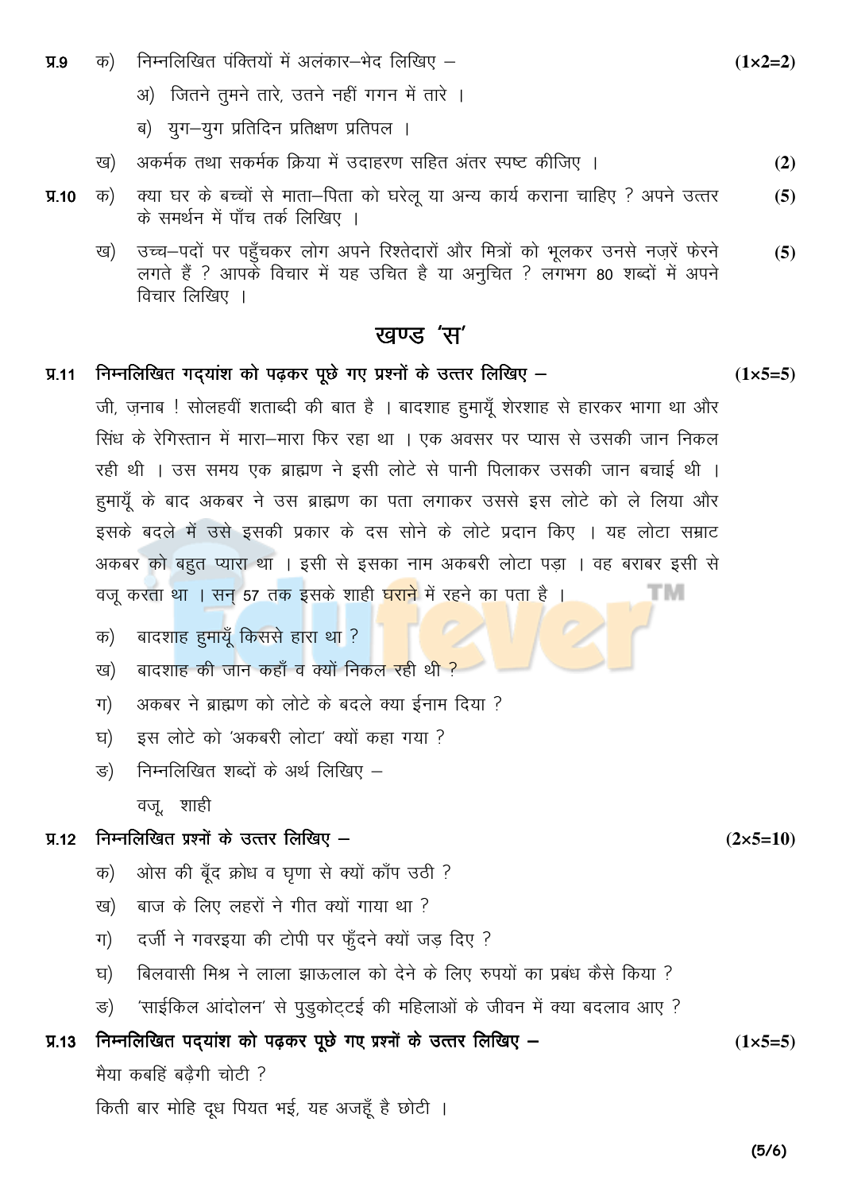**प्र.9** क) निम्नलिखित पंक्तियों में अलंकार–भेद लिखिए – **(1×2=2)**

अ) जितने तुमने तारे, उतने नहीं गगन में तारे ।

ब) युग–युग प्रतिदिन प्रतिक्षण प्रतिपल ।

ख) अकर्मक तथा सकर्मक क्रिया में उदाहरण सहित अंतर स्पष्ट कीजिए । **(2)**

**प्र.10** क) क्या घर के बच्चों से माता–पिता को घरेलू या अन्य कार्य कराना चाहिए ? अपने उत्तर के समर्थन में पाँच तर्क लिखिए । **(5)**

ख) उच्च–पदों पर पहुँचकर लोग अपने रिश्तेदारों और मित्रों को भूलकर उनसे नज़रें फेरने लगते हैं ? आपके विचार में यह उचित है या अनुचित ? लगभग 80 शब्दों में अपने विचार लिखिए । **(5)**

## खण्ड 'स'

**प्र.11 निम्नलिखित गद्यांश को पढ़कर पूछे गए प्रश्नों के उत्तर लिखिए –** **(1×5=5)**

जी, ज़नाब ! सोलहवीं शताब्दी की बात है । बादशाह हुमायूँ शेरशाह से हारकर भागा था और सिंध के रेगिस्तान में मारा–मारा फिर रहा था । एक अवसर पर प्यास से उसकी जान निकल रही थी । उस समय एक ब्राह्मण ने इसी लोटे से पानी पिलाकर उसकी जान बचाई थी । हुमायूँ के बाद अकबर ने उस ब्राह्मण का पता लगाकर उससे इस लोटे को ले लिया और इसके बदले में उसे इसकी प्रकार के दस सोने के लोटे प्रदान किए । यह लोटा सम्राट अकबर को बहुत प्यारा था । इसी से इसका नाम अकबरी लोटा पड़ा । वह बराबर इसी से वजू करता था । सन् 57 तक इसके शाही घराने में रहने का पता है ।

क) बादशाह हुमायूँ किससे हारा था ?

ख) बादशाह की जान कहाँ व क्यों निकल रही थी ?

ग) अकबर ने ब्राह्मण को लोटे के बदले क्या ईनाम दिया ?

घ) इस लोटे को 'अकबरी लोटा' क्यों कहा गया ?

ङ) निम्नलिखित शब्दों के अर्थ लिखिए –

वजू, शाही

**प्र.12 निम्नलिखित प्रश्नों के उत्तर लिखिए –** **(2×5=10)**

क) ओस की बूँद क्रोध व घृणा से क्यों काँप उठी ?

ख) बाज के लिए लहरों ने गीत क्यों गाया था ?

ग) दर्जी ने गवरइया की टोपी पर फुँदने क्यों जड़ दिए ?

घ) बिलवासी मिश्र ने लाला झाऊलाल को देने के लिए रुपयों का प्रबंध कैसे किया ?

ङ) 'साईकिल आंदोलन' से पुडुकोट्टई की महिलाओं के जीवन में क्या बदलाव आए ?

**प्र.13 निम्नलिखित पद्यांश को पढ़कर पूछे गए प्रश्नों के उत्तर लिखिए –** **(1×5=5)**

मैया कबहिं बढ़ैगी चोटी ?

किती बार मोहि दूध पियत भई, यह अजहूँ है छोटी ।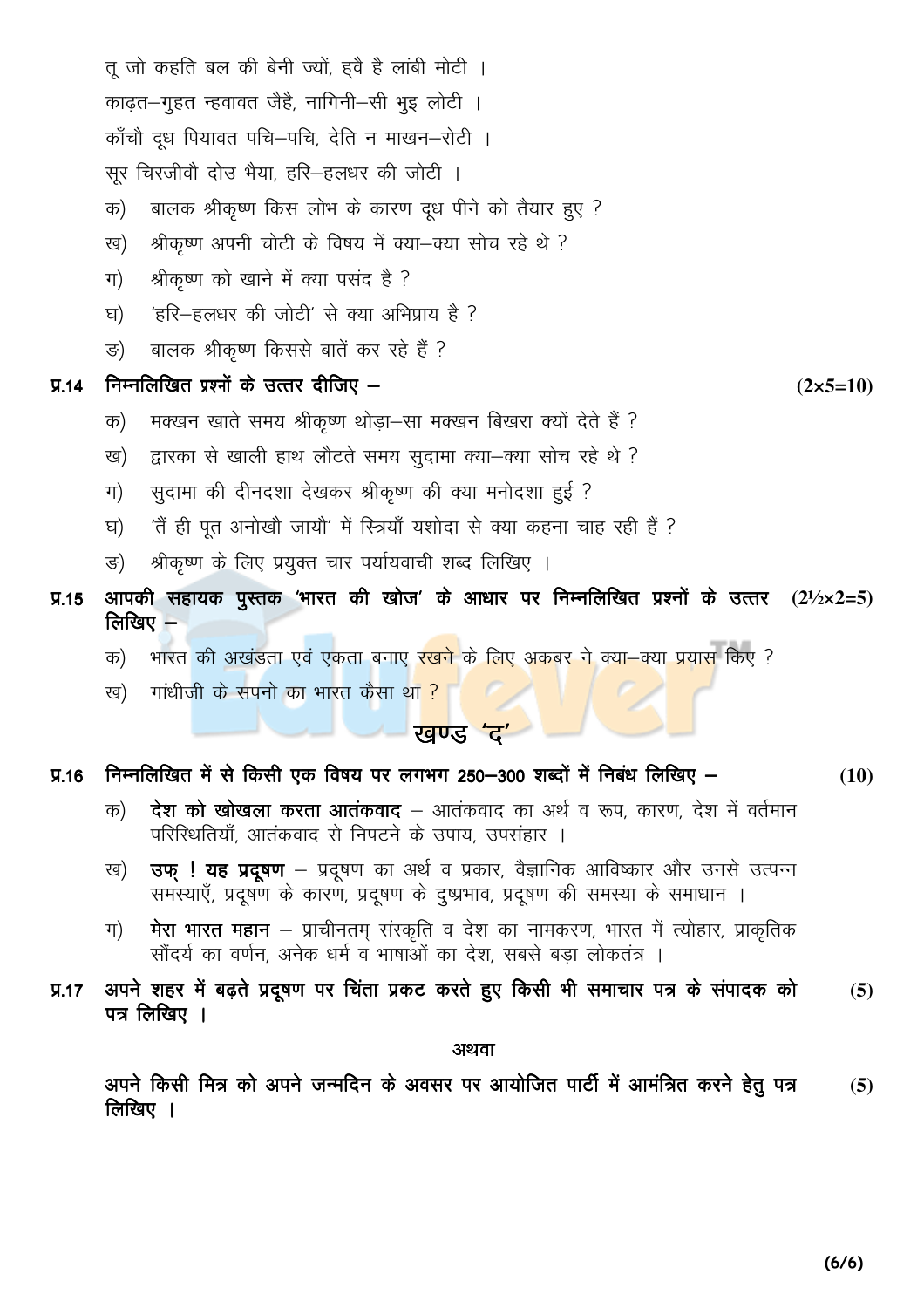तू जो कहति बल की बेनी ज्यों, ह्वै है लांबी मोटी ।

काढ़त–गुहत न्हवावत जैहै, नागिनी–सी भुइ लोटी ।

काँचौ दूध पियावत पचि–पचि, देति न माखन–रोटी ।

सूर चिरजीवौ दोउ भैया, हरि–हलधर की जोटी ।

क) बालक श्रीकृष्ण किस लोभ के कारण दूध पीने को तैयार हुए ?

ख) श्रीकृष्ण अपनी चोटी के विषय में क्या–क्या सोच रहे थे ?

ग) श्रीकृष्ण को खाने में क्या पसंद है ?

घ) 'हरि–हलधर की जोटी' से क्या अभिप्राय है ?

ङ) बालक श्रीकृष्ण किससे बातें कर रहे हैं ?

**प्र.14 निम्नलिखित प्रश्नों के उत्तर दीजिए –** **(2×5=10)**

क) मक्खन खाते समय श्रीकृष्ण थोड़ा–सा मक्खन बिखरा क्यों देते हैं ?

ख) द्वारका से खाली हाथ लौटते समय सुदामा क्या–क्या सोच रहे थे ?

ग) सुदामा की दीनदशा देखकर श्रीकृष्ण की क्या मनोदशा हुई ?

घ) 'तैं ही पूत अनोखौ जायौ' में स्त्रियाँ यशोदा से क्या कहना चाह रही हैं ?

ङ) श्रीकृष्ण के लिए प्रयुक्त चार पर्यायवाची शब्द लिखिए ।

**प्र.15 आपकी सहायक पुस्तक 'भारत की खोज' के आधार पर निम्नलिखित प्रश्नों के उत्तर लिखिए –** **(2½×2=5)**

क) भारत की अखंडता एवं एकता बनाए रखने के लिए अकबर ने क्या–क्या प्रयास किए ?

ख) गांधीजी के सपनो का भारत कैसा था ?

## खण्ड 'द'

**प्र.16 निम्नलिखित में से किसी एक विषय पर लगभग 250–300 शब्दों में निबंध लिखिए –** **(10)**

क) **देश को खोखला करता आतंकवाद** – आतंकवाद का अर्थ व रूप, कारण, देश में वर्तमान परिस्थितियाँ, आतंकवाद से निपटने के उपाय, उपसंहार ।

ख) **उफ् ! यह प्रदूषण** – प्रदूषण का अर्थ व प्रकार, वैज्ञानिक आविष्कार और उनसे उत्पन्न समस्याएँ, प्रदूषण के कारण, प्रदूषण के दुष्प्रभाव, प्रदूषण की समस्या के समाधान ।

ग) **मेरा भारत महान** – प्राचीनतम् संस्कृति व देश का नामकरण, भारत में त्योहार, प्राकृतिक सौंदर्य का वर्णन, अनेक धर्म व भाषाओं का देश, सबसे बड़ा लोकतंत्र ।

**प्र.17 अपने शहर में बढ़ते प्रदूषण पर चिंता प्रकट करते हुए किसी भी समाचार पत्र के संपादक को पत्र लिखिए ।** **(5)**

अथवा

**अपने किसी मित्र को अपने जन्मदिन के अवसर पर आयोजित पार्टी में आमंत्रित करने हेतु पत्र लिखिए ।** **(5)**